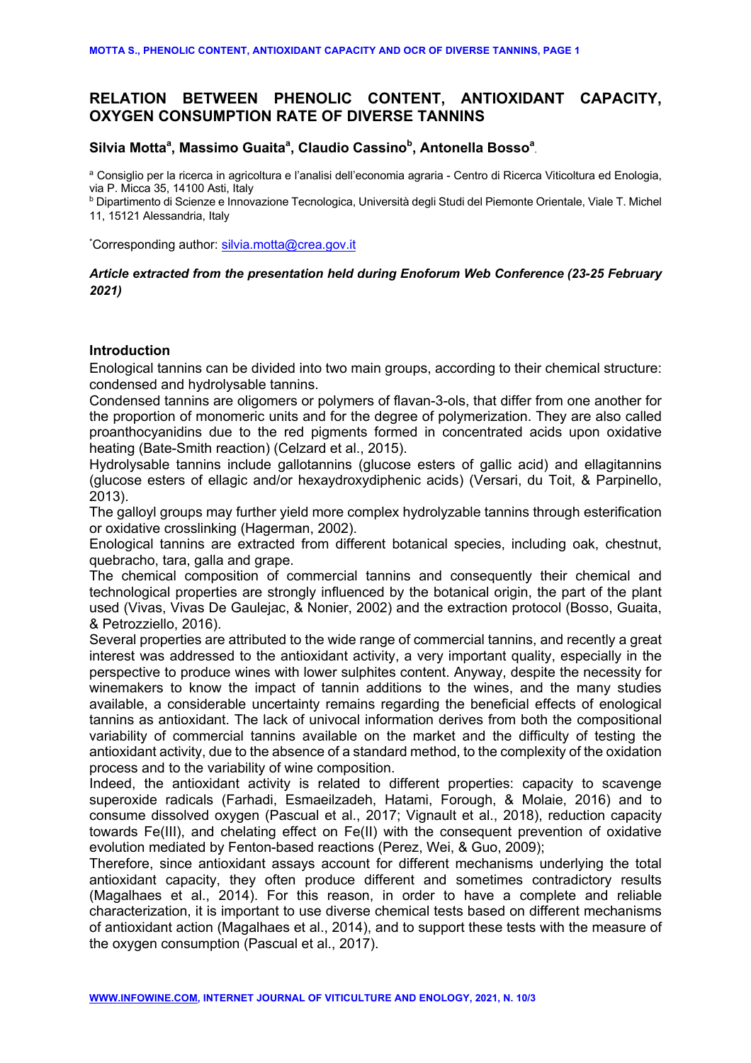# RELATION BETWEEN PHENOLIC CONTENT, ANTIOXIDANT CAPACITY, OXYGEN CONSUMPTION RATE OF DIVERSE TANNINS

**Silvia Motta[a], Massimo Guaita[a], Claudio Cassino[b], Antonella Bosso[a]**

[a] Consiglio per la ricerca in agricoltura e l'analisi dell'economia agraria - Centro di Ricerca Viticoltura ed Enologia, via P. Micca 35, 14100 Asti, Italy

[b] Dipartimento di Scienze e Innovazione Tecnologica, Università degli Studi del Piemonte Orientale, Viale T. Michel 11, 15121 Alessandria, Italy

*Corresponding author: silvia.motta@crea.gov.it

***Article extracted from the presentation held during Enoforum Web Conference (23-25 February 2021)***

## Introduction

Enological tannins can be divided into two main groups, according to their chemical structure: condensed and hydrolysable tannins.

Condensed tannins are oligomers or polymers of flavan-3-ols, that differ from one another for the proportion of monomeric units and for the degree of polymerization. They are also called proanthocyanidins due to the red pigments formed in concentrated acids upon oxidative heating (Bate-Smith reaction) (Celzard et al., 2015).

Hydrolysable tannins include gallotannins (glucose esters of gallic acid) and ellagitannins (glucose esters of ellagic and/or hexaydroxydiphenic acids) (Versari, du Toit, & Parpinello, 2013).

The galloyl groups may further yield more complex hydrolyzable tannins through esterification or oxidative crosslinking (Hagerman, 2002).

Enological tannins are extracted from different botanical species, including oak, chestnut, quebracho, tara, galla and grape.

The chemical composition of commercial tannins and consequently their chemical and technological properties are strongly influenced by the botanical origin, the part of the plant used (Vivas, Vivas De Gaulejac, & Nonier, 2002) and the extraction protocol (Bosso, Guaita, & Petrozziello, 2016).

Several properties are attributed to the wide range of commercial tannins, and recently a great interest was addressed to the antioxidant activity, a very important quality, especially in the perspective to produce wines with lower sulphites content. Anyway, despite the necessity for winemakers to know the impact of tannin additions to the wines, and the many studies available, a considerable uncertainty remains regarding the beneficial effects of enological tannins as antioxidant. The lack of univocal information derives from both the compositional variability of commercial tannins available on the market and the difficulty of testing the antioxidant activity, due to the absence of a standard method, to the complexity of the oxidation process and to the variability of wine composition.

Indeed, the antioxidant activity is related to different properties: capacity to scavenge superoxide radicals (Farhadi, Esmaeilzadeh, Hatami, Forough, & Molaie, 2016) and to consume dissolved oxygen (Pascual et al., 2017; Vignault et al., 2018), reduction capacity towards Fe(III), and chelating effect on Fe(II) with the consequent prevention of oxidative evolution mediated by Fenton-based reactions (Perez, Wei, & Guo, 2009);

Therefore, since antioxidant assays account for different mechanisms underlying the total antioxidant capacity, they often produce different and sometimes contradictory results (Magalhaes et al., 2014). For this reason, in order to have a complete and reliable characterization, it is important to use diverse chemical tests based on different mechanisms of antioxidant action (Magalhaes et al., 2014), and to support these tests with the measure of the oxygen consumption (Pascual et al., 2017).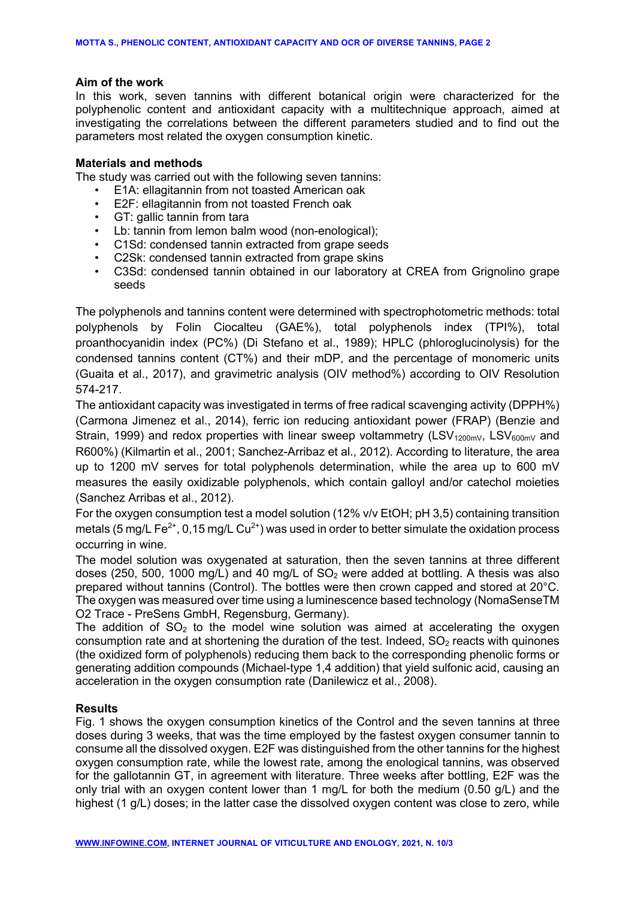### Aim of the work

In this work, seven tannins with different botanical origin were characterized for the polyphenolic content and antioxidant capacity with a multitechnique approach, aimed at investigating the correlations between the different parameters studied and to find out the parameters most related the oxygen consumption kinetic.

### Materials and methods

The study was carried out with the following seven tannins:

- E1A: ellagitannin from not toasted American oak
- E2F: ellagitannin from not toasted French oak
- GT: gallic tannin from tara
- Lb: tannin from lemon balm wood (non-enological);
- C1Sd: condensed tannin extracted from grape seeds
- C2Sk: condensed tannin extracted from grape skins
- C3Sd: condensed tannin obtained in our laboratory at CREA from Grignolino grape seeds

The polyphenols and tannins content were determined with spectrophotometric methods: total polyphenols by Folin Ciocalteu (GAE%), total polyphenols index (TPI%), total proanthocyanidin index (PC%) (Di Stefano et al., 1989); HPLC (phloroglucinolysis) for the condensed tannins content (CT%) and their mDP, and the percentage of monomeric units (Guaita et al., 2017), and gravimetric analysis (OIV method%) according to OIV Resolution 574-217.

The antioxidant capacity was investigated in terms of free radical scavenging activity (DPPH%) (Carmona Jimenez et al., 2014), ferric ion reducing antioxidant power (FRAP) (Benzie and Strain, 1999) and redox properties with linear sweep voltammetry ($LSV_{1200mV}$, $LSV_{600mV}$ and R600%) (Kilmartin et al., 2001; Sanchez-Arribaz et al., 2012). According to literature, the area up to 1200 mV serves for total polyphenols determination, while the area up to 600 mV measures the easily oxidizable polyphenols, which contain galloyl and/or catechol moieties (Sanchez Arribas et al., 2012).

For the oxygen consumption test a model solution (12% v/v EtOH; pH 3,5) containing transition metals (5 mg/L $Fe^{2+}$, 0,15 mg/L $Cu^{2+}$) was used in order to better simulate the oxidation process occurring in wine.

The model solution was oxygenated at saturation, then the seven tannins at three different doses (250, 500, 1000 mg/L) and 40 mg/L of $SO_2$ were added at bottling. A thesis was also prepared without tannins (Control). The bottles were then crown capped and stored at 20°C. The oxygen was measured over time using a luminescence based technology (NomaSenseTM O2 Trace - PreSens GmbH, Regensburg, Germany).

The addition of $SO_2$ to the model wine solution was aimed at accelerating the oxygen consumption rate and at shortening the duration of the test. Indeed, $SO_2$ reacts with quinones (the oxidized form of polyphenols) reducing them back to the corresponding phenolic forms or generating addition compounds (Michael-type 1,4 addition) that yield sulfonic acid, causing an acceleration in the oxygen consumption rate (Danilewicz et al., 2008).

### Results

Fig. 1 shows the oxygen consumption kinetics of the Control and the seven tannins at three doses during 3 weeks, that was the time employed by the fastest oxygen consumer tannin to consume all the dissolved oxygen. E2F was distinguished from the other tannins for the highest oxygen consumption rate, while the lowest rate, among the enological tannins, was observed for the gallotannin GT, in agreement with literature. Three weeks after bottling, E2F was the only trial with an oxygen content lower than 1 mg/L for both the medium (0.50 g/L) and the highest (1 g/L) doses; in the latter case the dissolved oxygen content was close to zero, while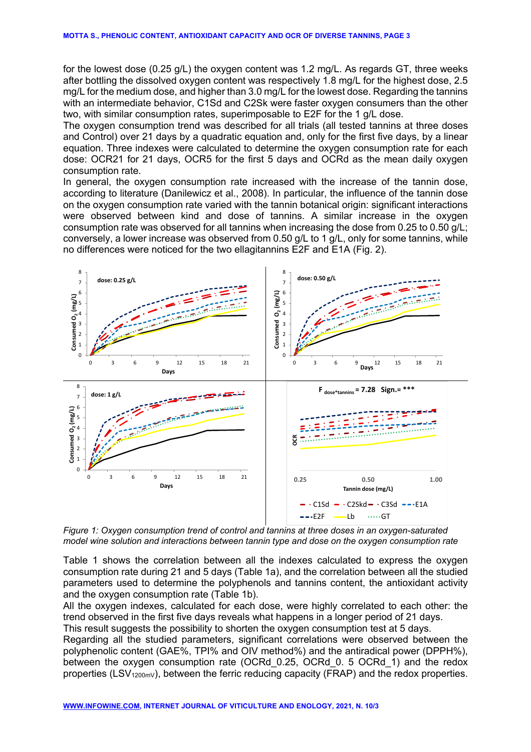for the lowest dose (0.25 g/L) the oxygen content was 1.2 mg/L. As regards GT, three weeks after bottling the dissolved oxygen content was respectively 1.8 mg/L for the highest dose, 2.5 mg/L for the medium dose, and higher than 3.0 mg/L for the lowest dose. Regarding the tannins with an intermediate behavior, C1Sd and C2Sk were faster oxygen consumers than the other two, with similar consumption rates, superimposable to E2F for the 1 g/L dose.

The oxygen consumption trend was described for all trials (all tested tannins at three doses and Control) over 21 days by a quadratic equation and, only for the first five days, by a linear equation. Three indexes were calculated to determine the oxygen consumption rate for each dose: OCR21 for 21 days, OCR5 for the first 5 days and OCRd as the mean daily oxygen consumption rate.

In general, the oxygen consumption rate increased with the increase of the tannin dose, according to literature (Danilewicz et al., 2008). In particular, the influence of the tannin dose on the oxygen consumption rate varied with the tannin botanical origin: significant interactions were observed between kind and dose of tannins. A similar increase in the oxygen consumption rate was observed for all tannins when increasing the dose from 0.25 to 0.50 g/L; conversely, a lower increase was observed from 0.50 g/L to 1 g/L, only for some tannins, while no differences were noticed for the two ellagitannins E2F and E1A (Fig. 2).

*Figure 1: Oxygen consumption trend of control and tannins at three doses in an oxygen-saturated model wine solution and interactions between tannin type and dose on the oxygen consumption rate*

Table 1 shows the correlation between all the indexes calculated to express the oxygen consumption rate during 21 and 5 days (Table 1a), and the correlation between all the studied parameters used to determine the polyphenols and tannins content, the antioxidant activity and the oxygen consumption rate (Table 1b).

All the oxygen indexes, calculated for each dose, were highly correlated to each other: the trend observed in the first five days reveals what happens in a longer period of 21 days.

This result suggests the possibility to shorten the oxygen consumption test at 5 days.

Regarding all the studied parameters, significant correlations were observed between the polyphenolic content (GAE%, TPI% and OIV method%) and the antiradical power (DPPH%), between the oxygen consumption rate (OCRd_0.25, OCRd_0. 5 OCRd_1) and the redox properties ($LSV_{1200mV}$), between the ferric reducing capacity (FRAP) and the redox properties.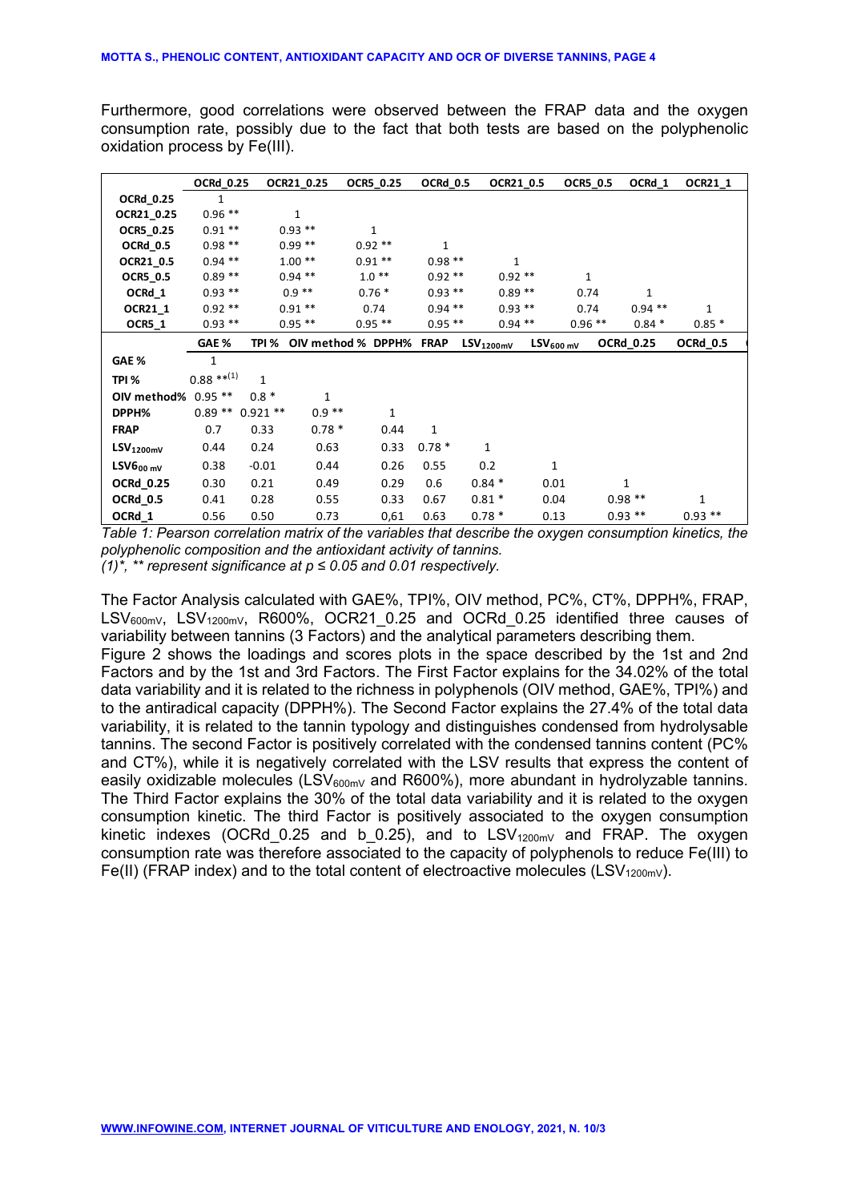Furthermore, good correlations were observed between the FRAP data and the oxygen consumption rate, possibly due to the fact that both tests are based on the polyphenolic oxidation process by Fe(III).

| | OCRd_0.25 | OCR21_0.25 | OCR5_0.25 | OCRd_0.5 | OCR21_0.5 | OCR5_0.5 | OCRd_1 | OCR21_1 |
|---|---|---|---|---|---|---|---|---|
| **OCRd_0.25** | 1 | | | | | | | |
| **OCR21_0.25** | 0.96 ** | 1 | | | | | | |
| **OCR5_0.25** | 0.91 ** | 0.93 ** | 1 | | | | | |
| **OCRd_0.5** | 0.98 ** | 0.99 ** | 0.92 ** | 1 | | | | |
| **OCR21_0.5** | 0.94 ** | 1.00 ** | 0.91 ** | 0.98 ** | 1 | | | |
| **OCR5_0.5** | 0.89 ** | 0.94 ** | 1.0 ** | 0.92 ** | 0.92 ** | 1 | | |
| **OCRd_1** | 0.93 ** | 0.9 ** | 0.76 * | 0.93 ** | 0.89 ** | 0.74 | 1 | |
| **OCR21_1** | 0.92 ** | 0.91 ** | 0.74 | 0.94 ** | 0.93 ** | 0.74 | 0.94 ** | 1 |
| **OCR5_1** | 0.93 ** | 0.95 ** | 0.95 ** | 0.95 ** | 0.94 ** | 0.96 ** | 0.84 * | 0.85 * |

| | GAE % | TPI % | OIV method % | DPPH% | FRAP | LSV$_{1200mV}$ | LSV$_{600 mV}$ | OCRd_0.25 | OCRd_0.5 |
|---|---|---|---|---|---|---|---|---|---|
| **GAE %** | 1 | | | | | | | | |
| **TPI %** | 0.88 **[(1)] | 1 | | | | | | | |
| **OIV method%** | 0.95 ** | 0.8 * | 1 | | | | | | |
| **DPPH%** | 0.89 ** | 0.921 ** | 0.9 ** | 1 | | | | | |
| **FRAP** | 0.7 | 0.33 | 0.78 * | 0.44 | 1 | | | | |
| **LSV$_{1200mV}$** | 0.44 | 0.24 | 0.63 | 0.33 | 0.78 * | 1 | | | |
| **LSV$_{600 mV}$** | 0.38 | -0.01 | 0.44 | 0.26 | 0.55 | 0.2 | 1 | | |
| **OCRd_0.25** | 0.30 | 0.21 | 0.49 | 0.29 | 0.6 | 0.84 * | 0.01 | 1 | |
| **OCRd_0.5** | 0.41 | 0.28 | 0.55 | 0.33 | 0.67 | 0.81 * | 0.04 | 0.98 ** | 1 |
| **OCRd_1** | 0.56 | 0.50 | 0.73 | 0,61 | 0.63 | 0.78 * | 0.13 | 0.93 ** | 0.93 ** |

*Table 1: Pearson correlation matrix of the variables that describe the oxygen consumption kinetics, the polyphenolic composition and the antioxidant activity of tannins.*
*(1)*, ** represent significance at $p \leq 0.05$ and 0.01 respectively.*

The Factor Analysis calculated with GAE%, TPI%, OIV method, PC%, CT%, DPPH%, FRAP, LSV$_{600mV}$, LSV$_{1200mV}$, R600%, OCR21_0.25 and OCRd_0.25 identified three causes of variability between tannins (3 Factors) and the analytical parameters describing them.

Figure 2 shows the loadings and scores plots in the space described by the 1st and 2nd Factors and by the 1st and 3rd Factors. The First Factor explains for the 34.02% of the total data variability and it is related to the richness in polyphenols (OIV method, GAE%, TPI%) and to the antiradical capacity (DPPH%). The Second Factor explains the 27.4% of the total data variability, it is related to the tannin typology and distinguishes condensed from hydrolysable tannins. The second Factor is positively correlated with the condensed tannins content (PC% and CT%), while it is negatively correlated with the LSV results that express the content of easily oxidizable molecules (LSV$_{600mV}$ and R600%), more abundant in hydrolyzable tannins. The Third Factor explains the 30% of the total data variability and it is related to the oxygen consumption kinetic. The third Factor is positively associated to the oxygen consumption kinetic indexes (OCRd_0.25 and b_0.25), and to LSV$_{1200mV}$ and FRAP. The oxygen consumption rate was therefore associated to the capacity of polyphenols to reduce Fe(III) to Fe(II) (FRAP index) and to the total content of electroactive molecules (LSV$_{1200mV}$).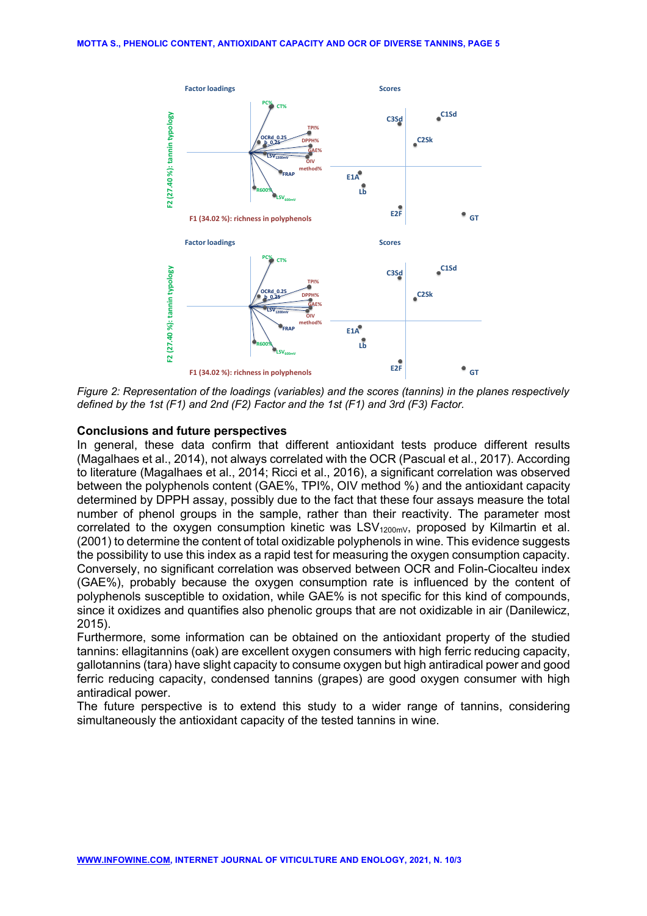Figure 2: Representation of the loadings (variables) and the scores (tannins) in the planes respectively defined by the 1st (F1) and 2nd (F2) Factor and the 1st (F1) and 3rd (F3) Factor.

## Conclusions and future perspectives

In general, these data confirm that different antioxidant tests produce different results (Magalhaes et al., 2014), not always correlated with the OCR (Pascual et al., 2017). According to literature (Magalhaes et al., 2014; Ricci et al., 2016), a significant correlation was observed between the polyphenols content (GAE%, TPI%, OIV method %) and the antioxidant capacity determined by DPPH assay, possibly due to the fact that these four assays measure the total number of phenol groups in the sample, rather than their reactivity. The parameter most correlated to the oxygen consumption kinetic was $LSV_{1200mV}$, proposed by Kilmartin et al. (2001) to determine the content of total oxidizable polyphenols in wine. This evidence suggests the possibility to use this index as a rapid test for measuring the oxygen consumption capacity. Conversely, no significant correlation was observed between OCR and Folin-Ciocalteu index (GAE%), probably because the oxygen consumption rate is influenced by the content of polyphenols susceptible to oxidation, while GAE% is not specific for this kind of compounds, since it oxidizes and quantifies also phenolic groups that are not oxidizable in air (Danilewicz, 2015).

Furthermore, some information can be obtained on the antioxidant property of the studied tannins: ellagitannins (oak) are excellent oxygen consumers with high ferric reducing capacity, gallotannins (tara) have slight capacity to consume oxygen but high antiradical power and good ferric reducing capacity, condensed tannins (grapes) are good oxygen consumer with high antiradical power.

The future perspective is to extend this study to a wider range of tannins, considering simultaneously the antioxidant capacity of the tested tannins in wine.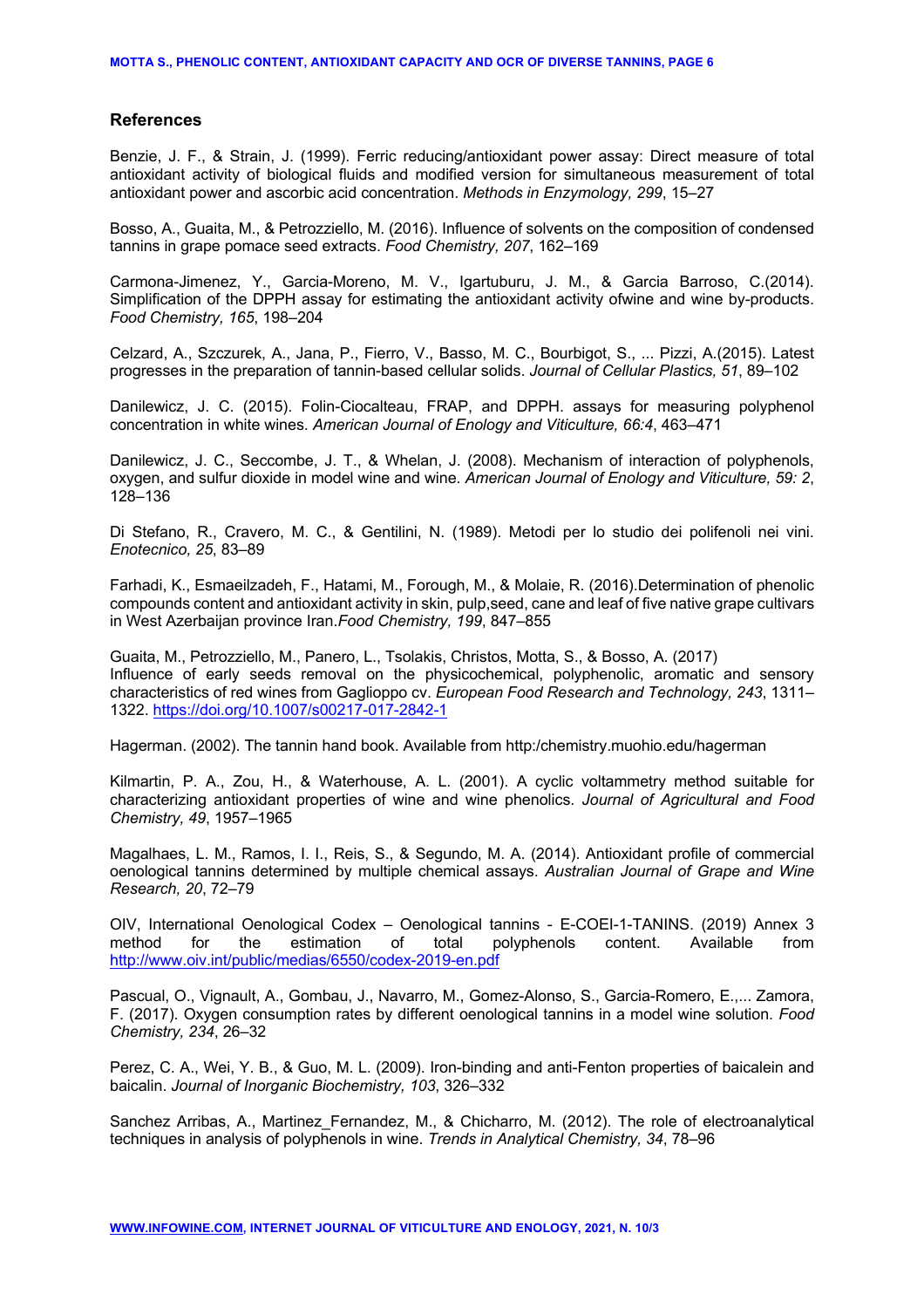## References

Benzie, J. F., & Strain, J. (1999). Ferric reducing/antioxidant power assay: Direct measure of total antioxidant activity of biological fluids and modified version for simultaneous measurement of total antioxidant power and ascorbic acid concentration. *Methods in Enzymology, 299*, 15–27

Bosso, A., Guaita, M., & Petrozziello, M. (2016). Influence of solvents on the composition of condensed tannins in grape pomace seed extracts. *Food Chemistry, 207*, 162–169

Carmona-Jimenez, Y., Garcia-Moreno, M. V., Igartuburu, J. M., & Garcia Barroso, C.(2014). Simplification of the DPPH assay for estimating the antioxidant activity ofwine and wine by-products. *Food Chemistry, 165*, 198–204

Celzard, A., Szczurek, A., Jana, P., Fierro, V., Basso, M. C., Bourbigot, S., ... Pizzi, A.(2015). Latest progresses in the preparation of tannin-based cellular solids. *Journal of Cellular Plastics, 51*, 89–102

Danilewicz, J. C. (2015). Folin-Ciocalteau, FRAP, and DPPH. assays for measuring polyphenol concentration in white wines. *American Journal of Enology and Viticulture, 66:4*, 463–471

Danilewicz, J. C., Seccombe, J. T., & Whelan, J. (2008). Mechanism of interaction of polyphenols, oxygen, and sulfur dioxide in model wine and wine. *American Journal of Enology and Viticulture, 59: 2*, 128–136

Di Stefano, R., Cravero, M. C., & Gentilini, N. (1989). Metodi per lo studio dei polifenoli nei vini. *Enotecnico, 25*, 83–89

Farhadi, K., Esmaeilzadeh, F., Hatami, M., Forough, M., & Molaie, R. (2016).Determination of phenolic compounds content and antioxidant activity in skin, pulp,seed, cane and leaf of five native grape cultivars in West Azerbaijan province Iran.*Food Chemistry, 199*, 847–855

Guaita, M., Petrozziello, M., Panero, L., Tsolakis, Christos, Motta, S., & Bosso, A. (2017) Influence of early seeds removal on the physicochemical, polyphenolic, aromatic and sensory characteristics of red wines from Gaglioppo cv. *European Food Research and Technology, 243*, 1311–1322. https://doi.org/10.1007/s00217-017-2842-1

Hagerman. (2002). The tannin hand book. Available from http:/chemistry.muohio.edu/hagerman

Kilmartin, P. A., Zou, H., & Waterhouse, A. L. (2001). A cyclic voltammetry method suitable for characterizing antioxidant properties of wine and wine phenolics. *Journal of Agricultural and Food Chemistry, 49*, 1957–1965

Magalhaes, L. M., Ramos, I. I., Reis, S., & Segundo, M. A. (2014). Antioxidant profile of commercial oenological tannins determined by multiple chemical assays. *Australian Journal of Grape and Wine Research, 20*, 72–79

OIV, International Oenological Codex – Oenological tannins - E-COEI-1-TANINS. (2019) Annex 3 method for the estimation of total polyphenols content. Available from http://www.oiv.int/public/medias/6550/codex-2019-en.pdf

Pascual, O., Vignault, A., Gombau, J., Navarro, M., Gomez-Alonso, S., Garcia-Romero, E.,... Zamora, F. (2017). Oxygen consumption rates by different oenological tannins in a model wine solution. *Food Chemistry, 234*, 26–32

Perez, C. A., Wei, Y. B., & Guo, M. L. (2009). Iron-binding and anti-Fenton properties of baicalein and baicalin. *Journal of Inorganic Biochemistry, 103*, 326–332

Sanchez Arribas, A., Martinez_Fernandez, M., & Chicharro, M. (2012). The role of electroanalytical techniques in analysis of polyphenols in wine. *Trends in Analytical Chemistry, 34*, 78–96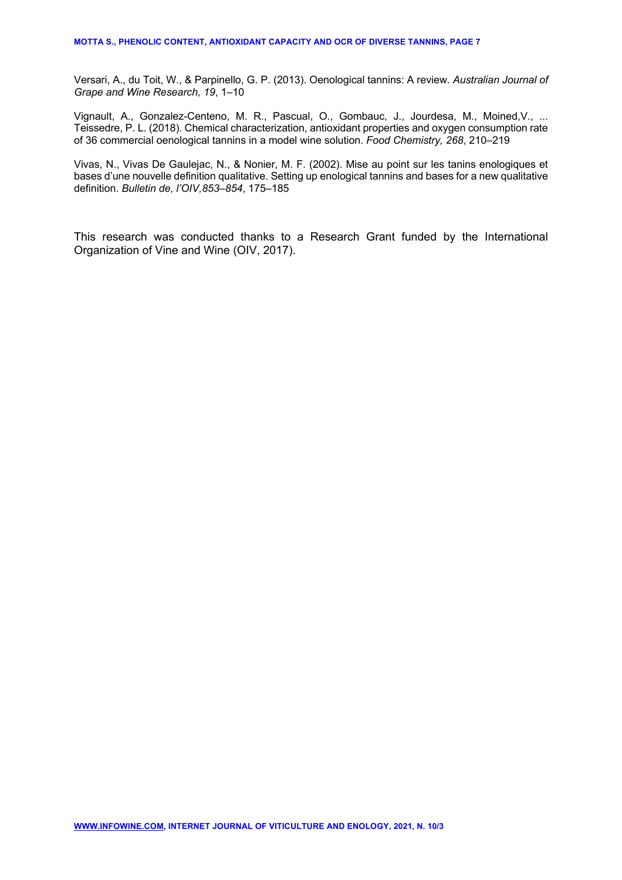Versari, A., du Toit, W., & Parpinello, G. P. (2013). Oenological tannins: A review. *Australian Journal of Grape and Wine Research, 19*, 1–10

Vignault, A., Gonzalez-Centeno, M. R., Pascual, O., Gombauc, J., Jourdesa, M., Moined,V., ... Teissedre, P. L. (2018). Chemical characterization, antioxidant properties and oxygen consumption rate of 36 commercial oenological tannins in a model wine solution. *Food Chemistry, 268*, 210–219

Vivas, N., Vivas De Gaulejac, N., & Nonier, M. F. (2002). Mise au point sur les tanins enologiques et bases d'une nouvelle definition qualitative. Setting up enological tannins and bases for a new qualitative definition. *Bulletin de, l'OIV,853–854*, 175–185

This research was conducted thanks to a Research Grant funded by the International Organization of Vine and Wine (OIV, 2017).